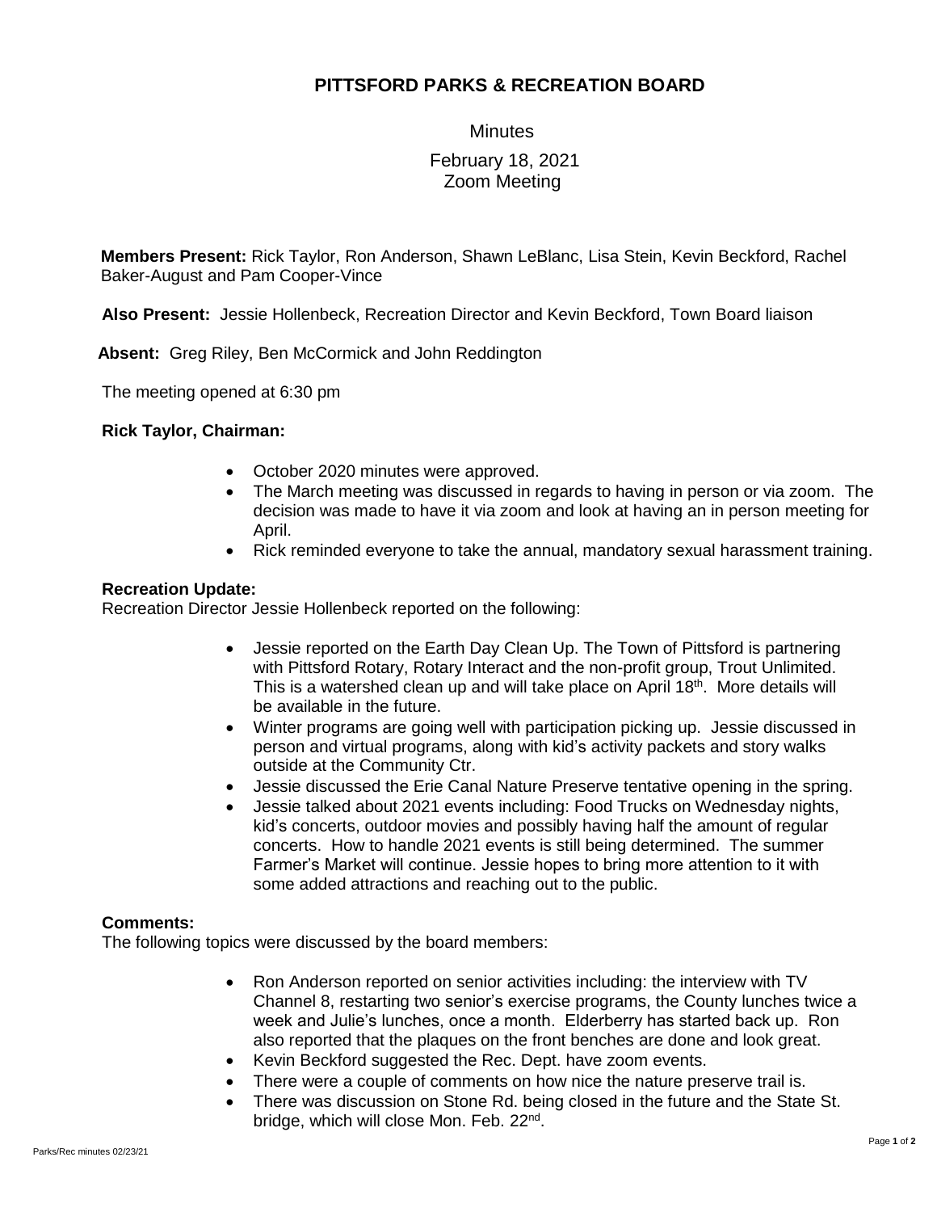# PITTSFORD PARKS & RECREATION BOARD

Minutes

February 18, 2021
Zoom Meeting

**Members Present:** Rick Taylor, Ron Anderson, Shawn LeBlanc, Lisa Stein, Kevin Beckford, Rachel Baker-August and Pam Cooper-Vince

**Also Present:** Jessie Hollenbeck, Recreation Director and Kevin Beckford, Town Board liaison

**Absent:** Greg Riley, Ben McCormick and John Reddington

The meeting opened at 6:30 pm

**Rick Taylor, Chairman:**

- October 2020 minutes were approved.
- The March meeting was discussed in regards to having in person or via zoom. The decision was made to have it via zoom and look at having an in person meeting for April.
- Rick reminded everyone to take the annual, mandatory sexual harassment training.

**Recreation Update:**

Recreation Director Jessie Hollenbeck reported on the following:

- Jessie reported on the Earth Day Clean Up. The Town of Pittsford is partnering with Pittsford Rotary, Rotary Interact and the non-profit group, Trout Unlimited. This is a watershed clean up and will take place on April 18th. More details will be available in the future.
- Winter programs are going well with participation picking up. Jessie discussed in person and virtual programs, along with kid's activity packets and story walks outside at the Community Ctr.
- Jessie discussed the Erie Canal Nature Preserve tentative opening in the spring.
- Jessie talked about 2021 events including: Food Trucks on Wednesday nights, kid's concerts, outdoor movies and possibly having half the amount of regular concerts. How to handle 2021 events is still being determined. The summer Farmer's Market will continue. Jessie hopes to bring more attention to it with some added attractions and reaching out to the public.

**Comments:**

The following topics were discussed by the board members:

- Ron Anderson reported on senior activities including: the interview with TV Channel 8, restarting two senior's exercise programs, the County lunches twice a week and Julie's lunches, once a month. Elderberry has started back up. Ron also reported that the plaques on the front benches are done and look great.
- Kevin Beckford suggested the Rec. Dept. have zoom events.
- There were a couple of comments on how nice the nature preserve trail is.
- There was discussion on Stone Rd. being closed in the future and the State St. bridge, which will close Mon. Feb. 22nd.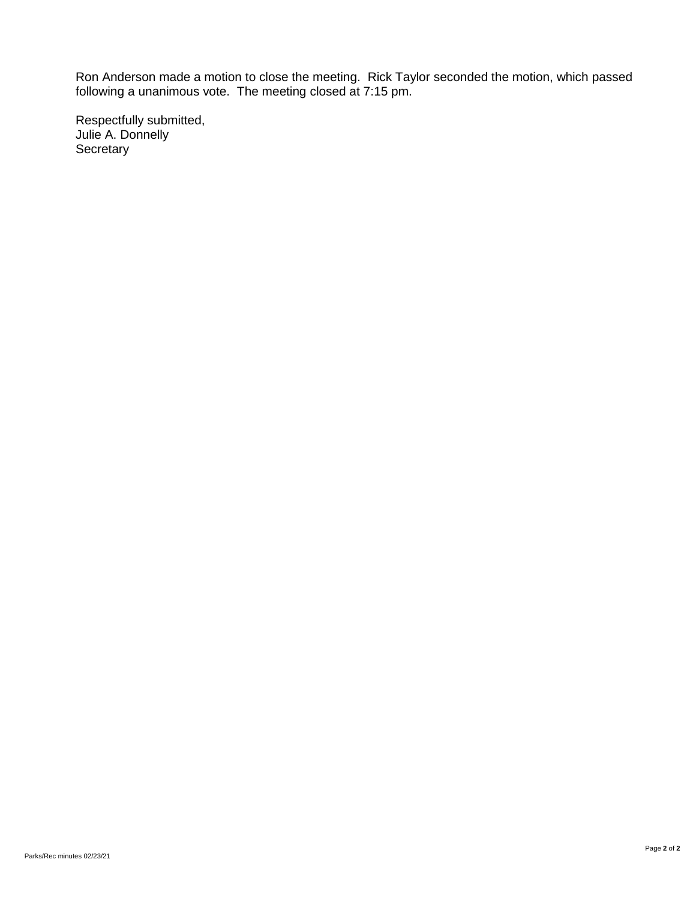Ron Anderson made a motion to close the meeting. Rick Taylor seconded the motion, which passed following a unanimous vote. The meeting closed at 7:15 pm.

Respectfully submitted,
Julie A. Donnelly
Secretary